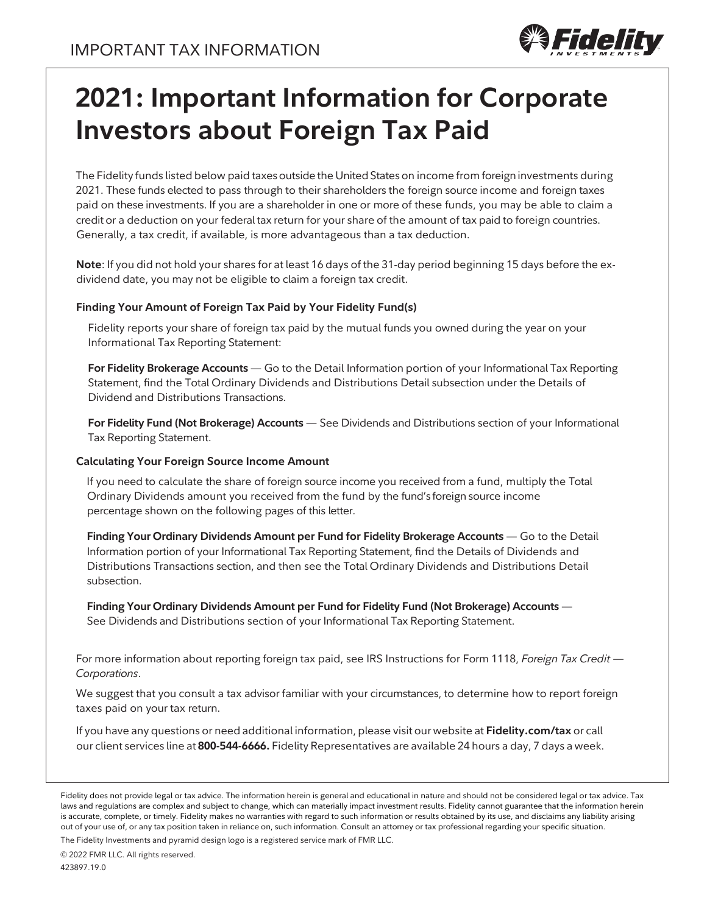IMPORTANT TAX INFORMATION

# 2021: Important Information for Corporate Investors about Foreign Tax Paid

The Fidelity funds listed below paid taxes outside the United States on income from foreign investments during 2021. These funds elected to pass through to their shareholders the foreign source income and foreign taxes paid on these investments. If you are a shareholder in one or more of these funds, you may be able to claim a credit or a deduction on your federal tax return for your share of the amount of tax paid to foreign countries. Generally, a tax credit, if available, is more advantageous than a tax deduction.

**Note**: If you did not hold your shares for at least 16 days of the 31-day period beginning 15 days before the ex-dividend date, you may not be eligible to claim a foreign tax credit.

### Finding Your Amount of Foreign Tax Paid by Your Fidelity Fund(s)

Fidelity reports your share of foreign tax paid by the mutual funds you owned during the year on your Informational Tax Reporting Statement:

**For Fidelity Brokerage Accounts** — Go to the Detail Information portion of your Informational Tax Reporting Statement, find the Total Ordinary Dividends and Distributions Detail subsection under the Details of Dividend and Distributions Transactions.

**For Fidelity Fund (Not Brokerage) Accounts** — See Dividends and Distributions section of your Informational Tax Reporting Statement.

### Calculating Your Foreign Source Income Amount

If you need to calculate the share of foreign source income you received from a fund, multiply the Total Ordinary Dividends amount you received from the fund by the fund's foreign source income percentage shown on the following pages of this letter.

**Finding Your Ordinary Dividends Amount per Fund for Fidelity Brokerage Accounts** — Go to the Detail Information portion of your Informational Tax Reporting Statement, find the Details of Dividends and Distributions Transactions section, and then see the Total Ordinary Dividends and Distributions Detail subsection.

**Finding Your Ordinary Dividends Amount per Fund for Fidelity Fund (Not Brokerage) Accounts** — See Dividends and Distributions section of your Informational Tax Reporting Statement.

For more information about reporting foreign tax paid, see IRS Instructions for Form 1118, *Foreign Tax Credit — Corporations*.

We suggest that you consult a tax advisor familiar with your circumstances, to determine how to report foreign taxes paid on your tax return.

If you have any questions or need additional information, please visit our website at **Fidelity.com/tax** or call our client services line at **800-544-6666.** Fidelity Representatives are available 24 hours a day, 7 days a week.

Fidelity does not provide legal or tax advice. The information herein is general and educational in nature and should not be considered legal or tax advice. Tax laws and regulations are complex and subject to change, which can materially impact investment results. Fidelity cannot guarantee that the information herein is accurate, complete, or timely. Fidelity makes no warranties with regard to such information or results obtained by its use, and disclaims any liability arising out of your use of, or any tax position taken in reliance on, such information. Consult an attorney or tax professional regarding your specific situation.

The Fidelity Investments and pyramid design logo is a registered service mark of FMR LLC.

© 2022 FMR LLC. All rights reserved.

423897.19.0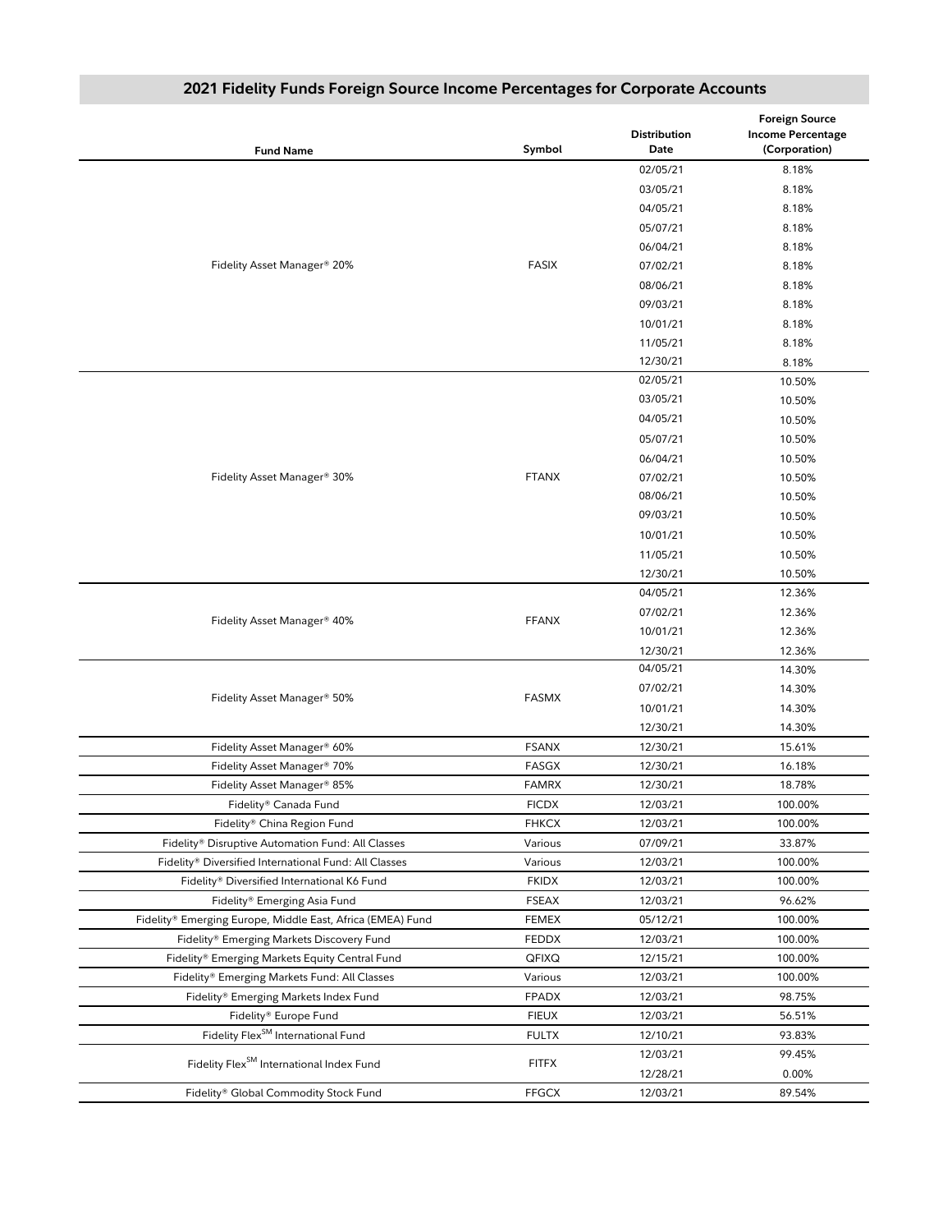## 2021 Fidelity Funds Foreign Source Income Percentages for Corporate Accounts

| Fund Name | Symbol | Distribution Date | Foreign Source Income Percentage (Corporation) |
|---|---|---|---|
| Fidelity Asset Manager® 20% | FASIX | 02/05/21 | 8.18% |
| | | 03/05/21 | 8.18% |
| | | 04/05/21 | 8.18% |
| | | 05/07/21 | 8.18% |
| | | 06/04/21 | 8.18% |
| | | 07/02/21 | 8.18% |
| | | 08/06/21 | 8.18% |
| | | 09/03/21 | 8.18% |
| | | 10/01/21 | 8.18% |
| | | 11/05/21 | 8.18% |
| | | 12/30/21 | 8.18% |
| Fidelity Asset Manager® 30% | FTANX | 02/05/21 | 10.50% |
| | | 03/05/21 | 10.50% |
| | | 04/05/21 | 10.50% |
| | | 05/07/21 | 10.50% |
| | | 06/04/21 | 10.50% |
| | | 07/02/21 | 10.50% |
| | | 08/06/21 | 10.50% |
| | | 09/03/21 | 10.50% |
| | | 10/01/21 | 10.50% |
| | | 11/05/21 | 10.50% |
| | | 12/30/21 | 10.50% |
| Fidelity Asset Manager® 40% | FFANX | 04/05/21 | 12.36% |
| | | 07/02/21 | 12.36% |
| | | 10/01/21 | 12.36% |
| | | 12/30/21 | 12.36% |
| Fidelity Asset Manager® 50% | FASMX | 04/05/21 | 14.30% |
| | | 07/02/21 | 14.30% |
| | | 10/01/21 | 14.30% |
| | | 12/30/21 | 14.30% |
| Fidelity Asset Manager® 60% | FSANX | 12/30/21 | 15.61% |
| Fidelity Asset Manager® 70% | FASGX | 12/30/21 | 16.18% |
| Fidelity Asset Manager® 85% | FAMRX | 12/30/21 | 18.78% |
| Fidelity® Canada Fund | FICDX | 12/03/21 | 100.00% |
| Fidelity® China Region Fund | FHKCX | 12/03/21 | 100.00% |
| Fidelity® Disruptive Automation Fund: All Classes | Various | 07/09/21 | 33.87% |
| Fidelity® Diversified International Fund: All Classes | Various | 12/03/21 | 100.00% |
| Fidelity® Diversified International K6 Fund | FKIDX | 12/03/21 | 100.00% |
| Fidelity® Emerging Asia Fund | FSEAX | 12/03/21 | 96.62% |
| Fidelity® Emerging Europe, Middle East, Africa (EMEA) Fund | FEMEX | 05/12/21 | 100.00% |
| Fidelity® Emerging Markets Discovery Fund | FEDDX | 12/03/21 | 100.00% |
| Fidelity® Emerging Markets Equity Central Fund | QFIXQ | 12/15/21 | 100.00% |
| Fidelity® Emerging Markets Fund: All Classes | Various | 12/03/21 | 100.00% |
| Fidelity® Emerging Markets Index Fund | FPADX | 12/03/21 | 98.75% |
| Fidelity® Europe Fund | FIEUX | 12/03/21 | 56.51% |
| Fidelity Flex℠ International Fund | FULTX | 12/10/21 | 93.83% |
| Fidelity Flex℠ International Index Fund | FITFX | 12/03/21 | 99.45% |
| | | 12/28/21 | 0.00% |
| Fidelity® Global Commodity Stock Fund | FFGCX | 12/03/21 | 89.54% |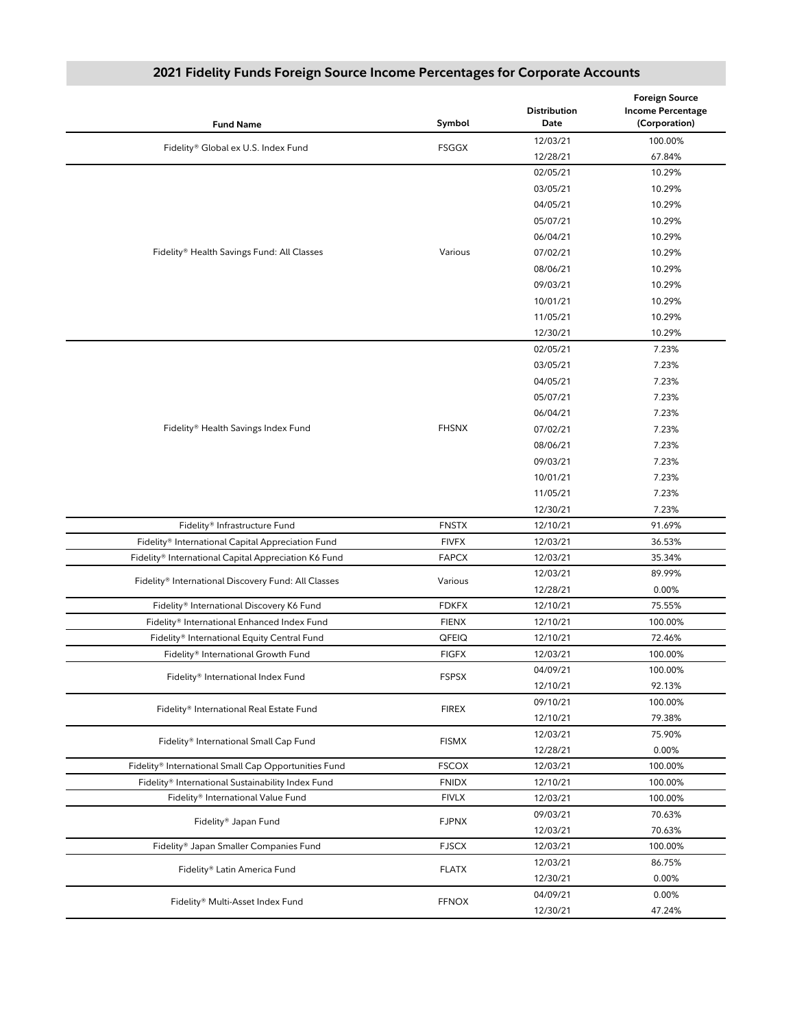## 2021 Fidelity Funds Foreign Source Income Percentages for Corporate Accounts

| Fund Name | Symbol | Distribution Date | Foreign Source Income Percentage (Corporation) |
|---|---|---|---|
| Fidelity® Global ex U.S. Index Fund | FSGGX | 12/03/21 | 100.00% |
| | | 12/28/21 | 67.84% |
| Fidelity® Health Savings Fund: All Classes | Various | 02/05/21 | 10.29% |
| | | 03/05/21 | 10.29% |
| | | 04/05/21 | 10.29% |
| | | 05/07/21 | 10.29% |
| | | 06/04/21 | 10.29% |
| | | 07/02/21 | 10.29% |
| | | 08/06/21 | 10.29% |
| | | 09/03/21 | 10.29% |
| | | 10/01/21 | 10.29% |
| | | 11/05/21 | 10.29% |
| | | 12/30/21 | 10.29% |
| Fidelity® Health Savings Index Fund | FHSNX | 02/05/21 | 7.23% |
| | | 03/05/21 | 7.23% |
| | | 04/05/21 | 7.23% |
| | | 05/07/21 | 7.23% |
| | | 06/04/21 | 7.23% |
| | | 07/02/21 | 7.23% |
| | | 08/06/21 | 7.23% |
| | | 09/03/21 | 7.23% |
| | | 10/01/21 | 7.23% |
| | | 11/05/21 | 7.23% |
| | | 12/30/21 | 7.23% |
| Fidelity® Infrastructure Fund | FNSTX | 12/10/21 | 91.69% |
| Fidelity® International Capital Appreciation Fund | FIVFX | 12/03/21 | 36.53% |
| Fidelity® International Capital Appreciation K6 Fund | FAPCX | 12/03/21 | 35.34% |
| Fidelity® International Discovery Fund: All Classes | Various | 12/03/21 | 89.99% |
| | | 12/28/21 | 0.00% |
| Fidelity® International Discovery K6 Fund | FDKFX | 12/10/21 | 75.55% |
| Fidelity® International Enhanced Index Fund | FIENX | 12/10/21 | 100.00% |
| Fidelity® International Equity Central Fund | QFEIQ | 12/10/21 | 72.46% |
| Fidelity® International Growth Fund | FIGFX | 12/03/21 | 100.00% |
| Fidelity® International Index Fund | FSPSX | 04/09/21 | 100.00% |
| | | 12/10/21 | 92.13% |
| Fidelity® International Real Estate Fund | FIREX | 09/10/21 | 100.00% |
| | | 12/10/21 | 79.38% |
| Fidelity® International Small Cap Fund | FISMX | 12/03/21 | 75.90% |
| | | 12/28/21 | 0.00% |
| Fidelity® International Small Cap Opportunities Fund | FSCOX | 12/03/21 | 100.00% |
| Fidelity® International Sustainability Index Fund | FNIDX | 12/10/21 | 100.00% |
| Fidelity® International Value Fund | FIVLX | 12/03/21 | 100.00% |
| Fidelity® Japan Fund | FJPNX | 09/03/21 | 70.63% |
| | | 12/03/21 | 70.63% |
| Fidelity® Japan Smaller Companies Fund | FJSCX | 12/03/21 | 100.00% |
| Fidelity® Latin America Fund | FLATX | 12/03/21 | 86.75% |
| | | 12/30/21 | 0.00% |
| Fidelity® Multi-Asset Index Fund | FFNOX | 04/09/21 | 0.00% |
| | | 12/30/21 | 47.24% |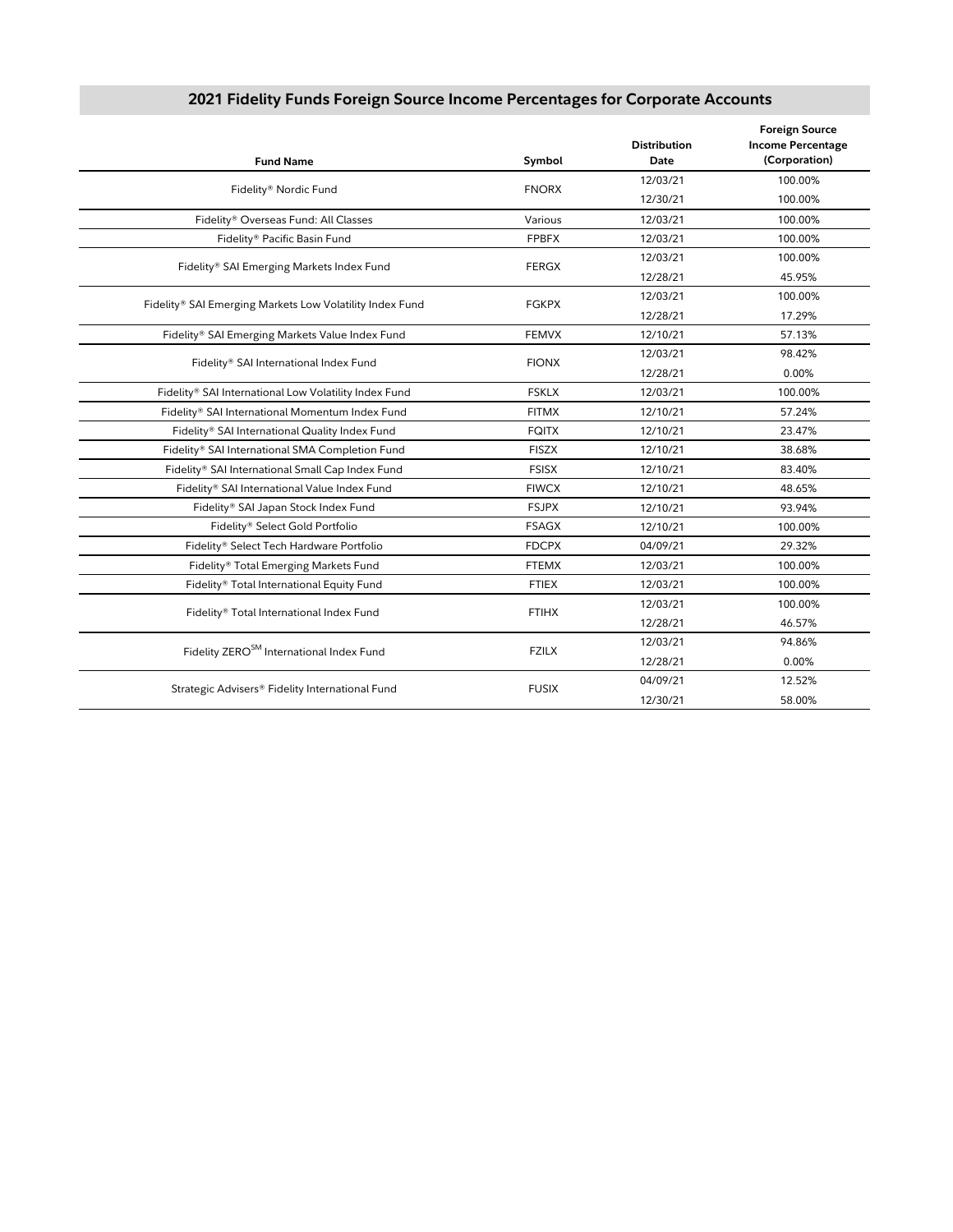## 2021 Fidelity Funds Foreign Source Income Percentages for Corporate Accounts

| Fund Name | Symbol | Distribution Date | Foreign Source Income Percentage (Corporation) |
|---|---|---|---|
| Fidelity® Nordic Fund | FNORX | 12/03/21 | 100.00% |
| | | 12/30/21 | 100.00% |
| Fidelity® Overseas Fund: All Classes | Various | 12/03/21 | 100.00% |
| Fidelity® Pacific Basin Fund | FPBFX | 12/03/21 | 100.00% |
| Fidelity® SAI Emerging Markets Index Fund | FERGX | 12/03/21 | 100.00% |
| | | 12/28/21 | 45.95% |
| Fidelity® SAI Emerging Markets Low Volatility Index Fund | FGKPX | 12/03/21 | 100.00% |
| | | 12/28/21 | 17.29% |
| Fidelity® SAI Emerging Markets Value Index Fund | FEMVX | 12/10/21 | 57.13% |
| Fidelity® SAI International Index Fund | FIONX | 12/03/21 | 98.42% |
| | | 12/28/21 | 0.00% |
| Fidelity® SAI International Low Volatility Index Fund | FSKLX | 12/03/21 | 100.00% |
| Fidelity® SAI International Momentum Index Fund | FITMX | 12/10/21 | 57.24% |
| Fidelity® SAI International Quality Index Fund | FQITX | 12/10/21 | 23.47% |
| Fidelity® SAI International SMA Completion Fund | FISZX | 12/10/21 | 38.68% |
| Fidelity® SAI International Small Cap Index Fund | FSISX | 12/10/21 | 83.40% |
| Fidelity® SAI International Value Index Fund | FIWCX | 12/10/21 | 48.65% |
| Fidelity® SAI Japan Stock Index Fund | FSJPX | 12/10/21 | 93.94% |
| Fidelity® Select Gold Portfolio | FSAGX | 12/10/21 | 100.00% |
| Fidelity® Select Tech Hardware Portfolio | FDCPX | 04/09/21 | 29.32% |
| Fidelity® Total Emerging Markets Fund | FTEMX | 12/03/21 | 100.00% |
| Fidelity® Total International Equity Fund | FTIEX | 12/03/21 | 100.00% |
| Fidelity® Total International Index Fund | FTIHX | 12/03/21 | 100.00% |
| | | 12/28/21 | 46.57% |
| Fidelity ZERO℠ International Index Fund | FZILX | 12/03/21 | 94.86% |
| | | 12/28/21 | 0.00% |
| Strategic Advisers® Fidelity International Fund | FUSIX | 04/09/21 | 12.52% |
| | | 12/30/21 | 58.00% |